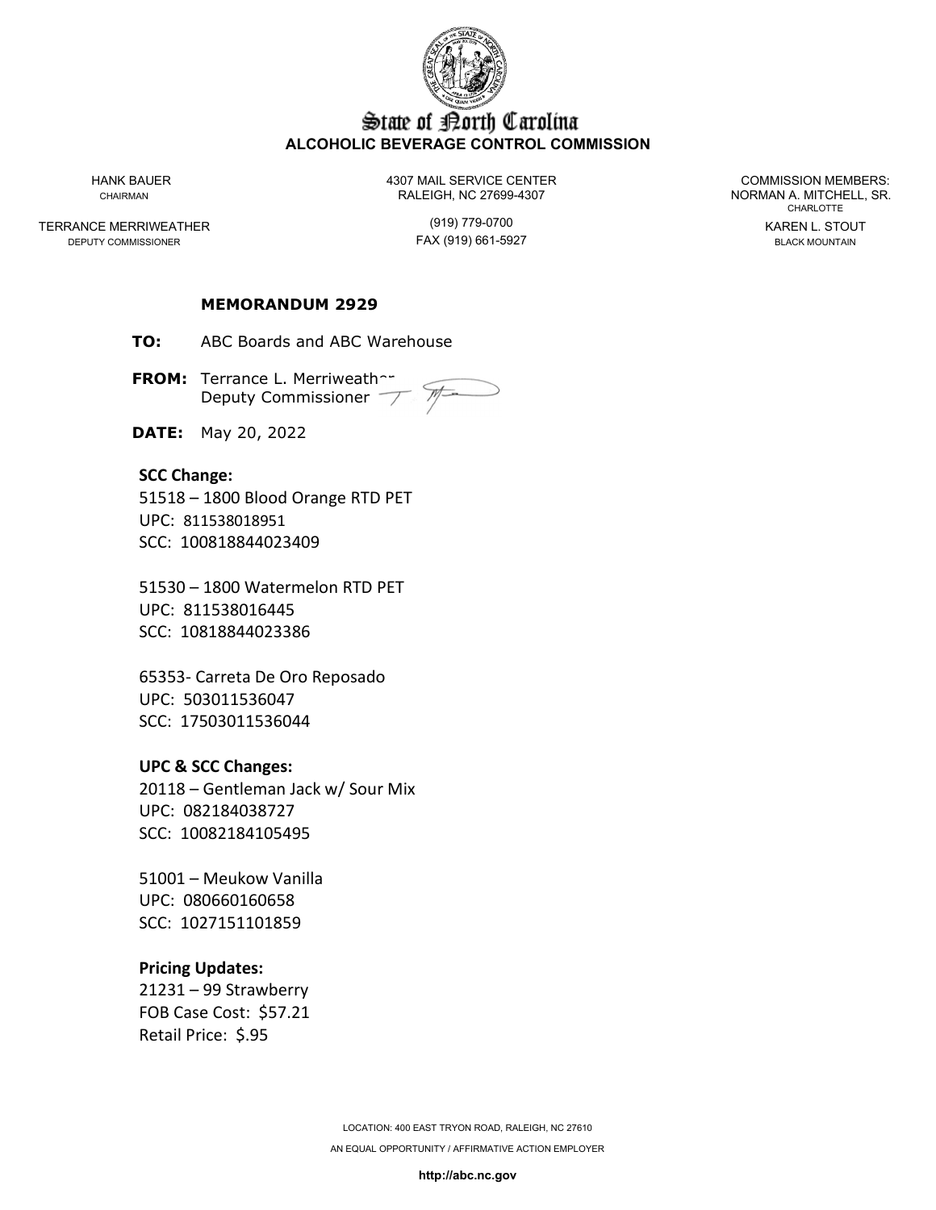# State of North Carolina
**ALCOHOLIC BEVERAGE CONTROL COMMISSION**

HANK BAUER
CHAIRMAN

TERRANCE MERRIWEATHER
DEPUTY COMMISSIONER

4307 MAIL SERVICE CENTER
RALEIGH, NC 27699-4307
(919) 779-0700
FAX (919) 661-5927

COMMISSION MEMBERS:
NORMAN A. MITCHELL, SR.
CHARLOTTE
KAREN L. STOUT
BLACK MOUNTAIN

**MEMORANDUM 2929**

**TO:** ABC Boards and ABC Warehouse

**FROM:** Terrance L. Merriweather
Deputy Commissioner

**DATE:** May 20, 2022

**SCC Change:**

51518 – 1800 Blood Orange RTD PET
UPC: 811538018951
SCC: 100818844023409

51530 – 1800 Watermelon RTD PET
UPC: 811538016445
SCC: 10818844023386

65353- Carreta De Oro Reposado
UPC: 503011536047
SCC: 17503011536044

**UPC & SCC Changes:**

20118 – Gentleman Jack w/ Sour Mix
UPC: 082184038727
SCC: 10082184105495

51001 – Meukow Vanilla
UPC: 080660160658
SCC: 1027151101859

**Pricing Updates:**

21231 – 99 Strawberry
FOB Case Cost: $57.21
Retail Price: $.95

LOCATION: 400 EAST TRYON ROAD, RALEIGH, NC 27610

AN EQUAL OPPORTUNITY / AFFIRMATIVE ACTION EMPLOYER

http://abc.nc.gov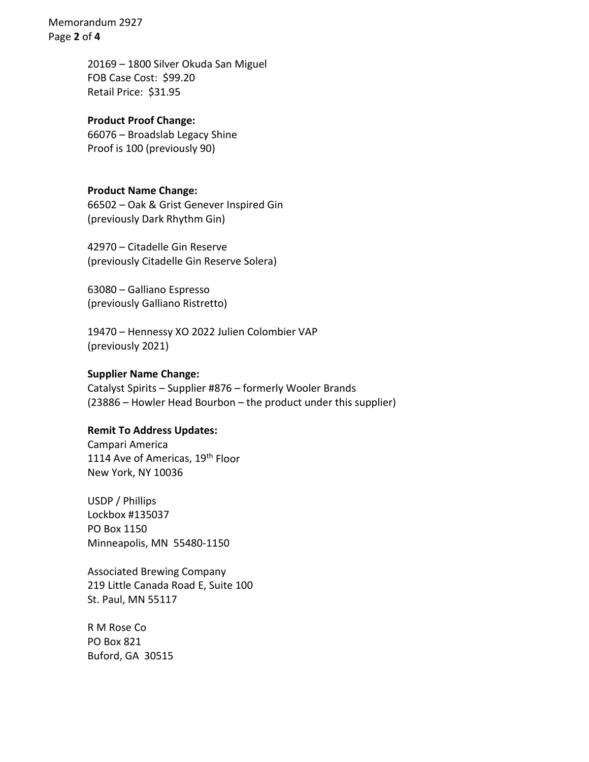20169 – 1800 Silver Okuda San Miguel
FOB Case Cost: $99.20
Retail Price: $31.95

**Product Proof Change:**
66076 – Broadslab Legacy Shine
Proof is 100 (previously 90)

**Product Name Change:**
66502 – Oak & Grist Genever Inspired Gin
(previously Dark Rhythm Gin)

42970 – Citadelle Gin Reserve
(previously Citadelle Gin Reserve Solera)

63080 – Galliano Espresso
(previously Galliano Ristretto)

19470 – Hennessy XO 2022 Julien Colombier VAP
(previously 2021)

**Supplier Name Change:**
Catalyst Spirits – Supplier #876 – formerly Wooler Brands
(23886 – Howler Head Bourbon – the product under this supplier)

**Remit To Address Updates:**
Campari America
1114 Ave of Americas, 19th Floor
New York, NY 10036

USDP / Phillips
Lockbox #135037
PO Box 1150
Minneapolis, MN 55480-1150

Associated Brewing Company
219 Little Canada Road E, Suite 100
St. Paul, MN 55117

R M Rose Co
PO Box 821
Buford, GA 30515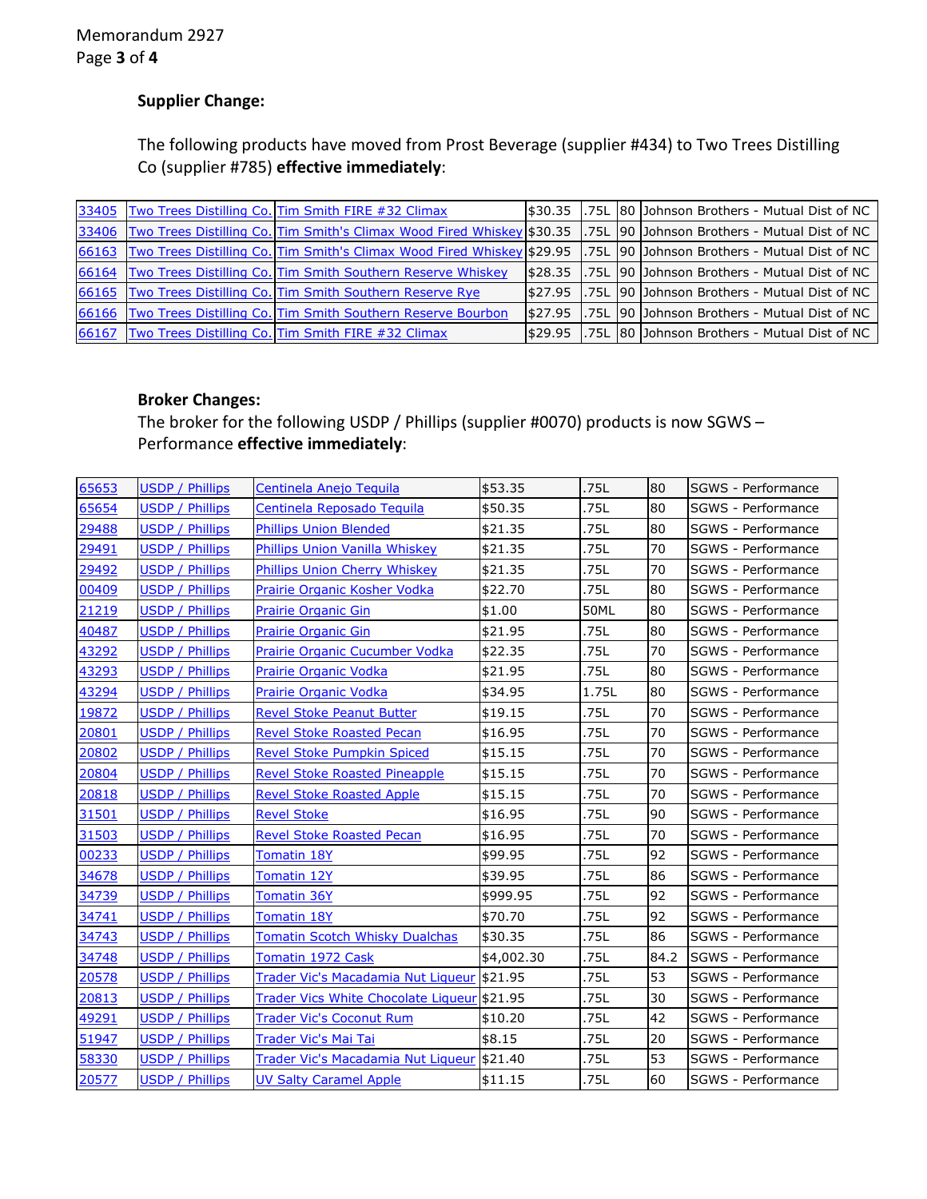## Supplier Change:

The following products have moved from Prost Beverage (supplier #434) to Two Trees Distilling Co (supplier #785) **effective immediately**:

| | | | | | | |
|---|---|---|---|---|---|---|
| 33405 | Two Trees Distilling Co. | Tim Smith FIRE #32 Climax | $30.35 | .75L | 80 | Johnson Brothers - Mutual Dist of NC |
| 33406 | Two Trees Distilling Co. | Tim Smith's Climax Wood Fired Whiskey | $30.35 | .75L | 90 | Johnson Brothers - Mutual Dist of NC |
| 66163 | Two Trees Distilling Co. | Tim Smith's Climax Wood Fired Whiskey | $29.95 | .75L | 90 | Johnson Brothers - Mutual Dist of NC |
| 66164 | Two Trees Distilling Co. | Tim Smith Southern Reserve Whiskey | $28.35 | .75L | 90 | Johnson Brothers - Mutual Dist of NC |
| 66165 | Two Trees Distilling Co. | Tim Smith Southern Reserve Rye | $27.95 | .75L | 90 | Johnson Brothers - Mutual Dist of NC |
| 66166 | Two Trees Distilling Co. | Tim Smith Southern Reserve Bourbon | $27.95 | .75L | 90 | Johnson Brothers - Mutual Dist of NC |
| 66167 | Two Trees Distilling Co. | Tim Smith FIRE #32 Climax | $29.95 | .75L | 80 | Johnson Brothers - Mutual Dist of NC |

## Broker Changes:

The broker for the following USDP / Phillips (supplier #0070) products is now SGWS – Performance **effective immediately**:

| | | | | | | |
|---|---|---|---|---|---|---|
| 65653 | USDP / Phillips | Centinela Anejo Tequila | $53.35 | .75L | 80 | SGWS - Performance |
| 65654 | USDP / Phillips | Centinela Reposado Tequila | $50.35 | .75L | 80 | SGWS - Performance |
| 29488 | USDP / Phillips | Phillips Union Blended | $21.35 | .75L | 80 | SGWS - Performance |
| 29491 | USDP / Phillips | Phillips Union Vanilla Whiskey | $21.35 | .75L | 70 | SGWS - Performance |
| 29492 | USDP / Phillips | Phillips Union Cherry Whiskey | $21.35 | .75L | 70 | SGWS - Performance |
| 00409 | USDP / Phillips | Prairie Organic Kosher Vodka | $22.70 | .75L | 80 | SGWS - Performance |
| 21219 | USDP / Phillips | Prairie Organic Gin | $1.00 | 50ML | 80 | SGWS - Performance |
| 40487 | USDP / Phillips | Prairie Organic Gin | $21.95 | .75L | 80 | SGWS - Performance |
| 43292 | USDP / Phillips | Prairie Organic Cucumber Vodka | $22.35 | .75L | 70 | SGWS - Performance |
| 43293 | USDP / Phillips | Prairie Organic Vodka | $21.95 | .75L | 80 | SGWS - Performance |
| 43294 | USDP / Phillips | Prairie Organic Vodka | $34.95 | 1.75L | 80 | SGWS - Performance |
| 19872 | USDP / Phillips | Revel Stoke Peanut Butter | $19.15 | .75L | 70 | SGWS - Performance |
| 20801 | USDP / Phillips | Revel Stoke Roasted Pecan | $16.95 | .75L | 70 | SGWS - Performance |
| 20802 | USDP / Phillips | Revel Stoke Pumpkin Spiced | $15.15 | .75L | 70 | SGWS - Performance |
| 20804 | USDP / Phillips | Revel Stoke Roasted Pineapple | $15.15 | .75L | 70 | SGWS - Performance |
| 20818 | USDP / Phillips | Revel Stoke Roasted Apple | $15.15 | .75L | 70 | SGWS - Performance |
| 31501 | USDP / Phillips | Revel Stoke | $16.95 | .75L | 90 | SGWS - Performance |
| 31503 | USDP / Phillips | Revel Stoke Roasted Pecan | $16.95 | .75L | 70 | SGWS - Performance |
| 00233 | USDP / Phillips | Tomatin 18Y | $99.95 | .75L | 92 | SGWS - Performance |
| 34678 | USDP / Phillips | Tomatin 12Y | $39.95 | .75L | 86 | SGWS - Performance |
| 34739 | USDP / Phillips | Tomatin 36Y | $999.95 | .75L | 92 | SGWS - Performance |
| 34741 | USDP / Phillips | Tomatin 18Y | $70.70 | .75L | 92 | SGWS - Performance |
| 34743 | USDP / Phillips | Tomatin Scotch Whisky Dualchas | $30.35 | .75L | 86 | SGWS - Performance |
| 34748 | USDP / Phillips | Tomatin 1972 Cask | $4,002.30 | .75L | 84.2 | SGWS - Performance |
| 20578 | USDP / Phillips | Trader Vic's Macadamia Nut Liqueur | $21.95 | .75L | 53 | SGWS - Performance |
| 20813 | USDP / Phillips | Trader Vics White Chocolate Liqueur | $21.95 | .75L | 30 | SGWS - Performance |
| 49291 | USDP / Phillips | Trader Vic's Coconut Rum | $10.20 | .75L | 42 | SGWS - Performance |
| 51947 | USDP / Phillips | Trader Vic's Mai Tai | $8.15 | .75L | 20 | SGWS - Performance |
| 58330 | USDP / Phillips | Trader Vic's Macadamia Nut Liqueur | $21.40 | .75L | 53 | SGWS - Performance |
| 20577 | USDP / Phillips | UV Salty Caramel Apple | $11.15 | .75L | 60 | SGWS - Performance |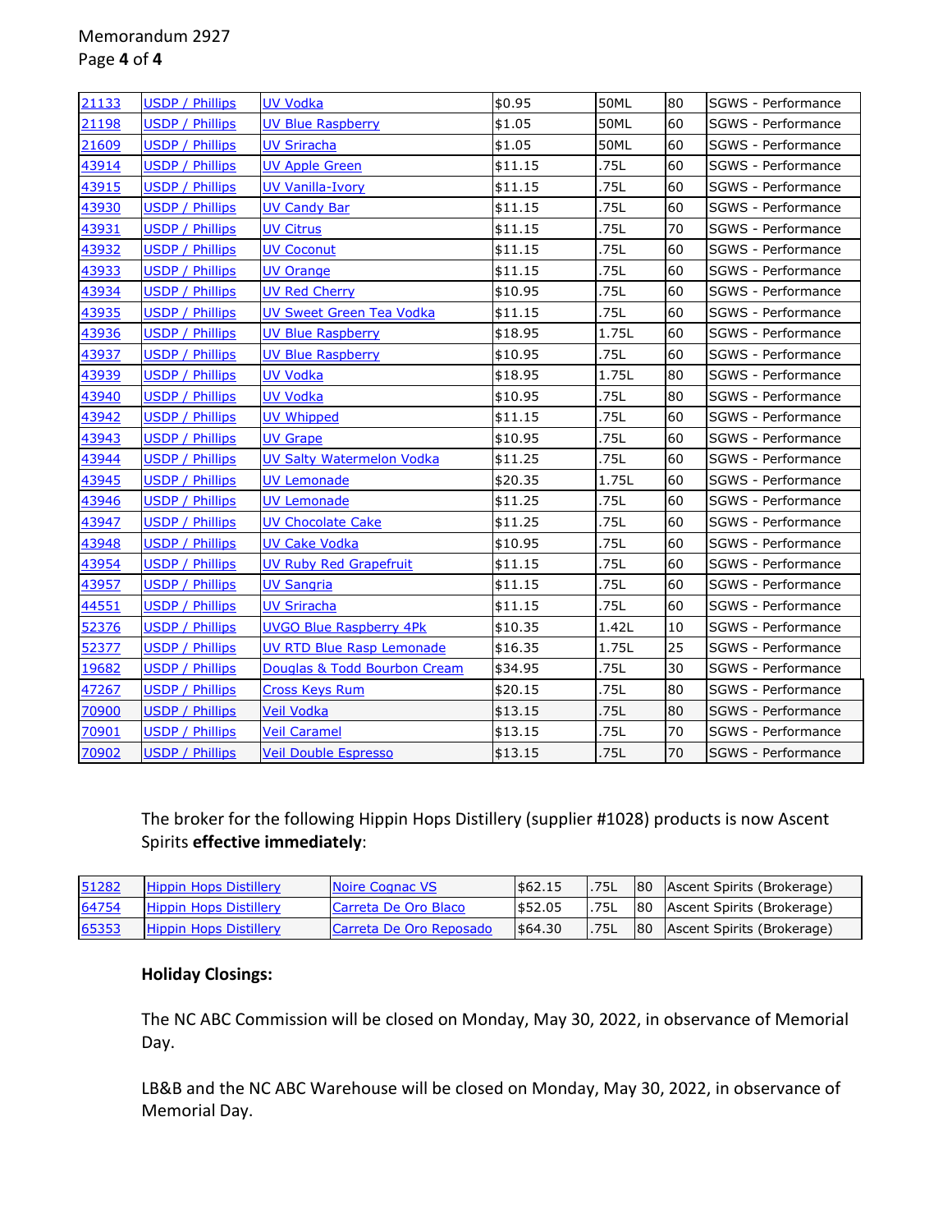| | | | | | | |
|---|---|---|---|---|---|---|
| 21133 | USDP / Phillips | UV Vodka | $0.95 | 50ML | 80 | SGWS - Performance |
| 21198 | USDP / Phillips | UV Blue Raspberry | $1.05 | 50ML | 60 | SGWS - Performance |
| 21609 | USDP / Phillips | UV Sriracha | $1.05 | 50ML | 60 | SGWS - Performance |
| 43914 | USDP / Phillips | UV Apple Green | $11.15 | .75L | 60 | SGWS - Performance |
| 43915 | USDP / Phillips | UV Vanilla-Ivory | $11.15 | .75L | 60 | SGWS - Performance |
| 43930 | USDP / Phillips | UV Candy Bar | $11.15 | .75L | 60 | SGWS - Performance |
| 43931 | USDP / Phillips | UV Citrus | $11.15 | .75L | 70 | SGWS - Performance |
| 43932 | USDP / Phillips | UV Coconut | $11.15 | .75L | 60 | SGWS - Performance |
| 43933 | USDP / Phillips | UV Orange | $11.15 | .75L | 60 | SGWS - Performance |
| 43934 | USDP / Phillips | UV Red Cherry | $10.95 | .75L | 60 | SGWS - Performance |
| 43935 | USDP / Phillips | UV Sweet Green Tea Vodka | $11.15 | .75L | 60 | SGWS - Performance |
| 43936 | USDP / Phillips | UV Blue Raspberry | $18.95 | 1.75L | 60 | SGWS - Performance |
| 43937 | USDP / Phillips | UV Blue Raspberry | $10.95 | .75L | 60 | SGWS - Performance |
| 43939 | USDP / Phillips | UV Vodka | $18.95 | 1.75L | 80 | SGWS - Performance |
| 43940 | USDP / Phillips | UV Vodka | $10.95 | .75L | 80 | SGWS - Performance |
| 43942 | USDP / Phillips | UV Whipped | $11.15 | .75L | 60 | SGWS - Performance |
| 43943 | USDP / Phillips | UV Grape | $10.95 | .75L | 60 | SGWS - Performance |
| 43944 | USDP / Phillips | UV Salty Watermelon Vodka | $11.25 | .75L | 60 | SGWS - Performance |
| 43945 | USDP / Phillips | UV Lemonade | $20.35 | 1.75L | 60 | SGWS - Performance |
| 43946 | USDP / Phillips | UV Lemonade | $11.25 | .75L | 60 | SGWS - Performance |
| 43947 | USDP / Phillips | UV Chocolate Cake | $11.25 | .75L | 60 | SGWS - Performance |
| 43948 | USDP / Phillips | UV Cake Vodka | $10.95 | .75L | 60 | SGWS - Performance |
| 43954 | USDP / Phillips | UV Ruby Red Grapefruit | $11.15 | .75L | 60 | SGWS - Performance |
| 43957 | USDP / Phillips | UV Sangria | $11.15 | .75L | 60 | SGWS - Performance |
| 44551 | USDP / Phillips | UV Sriracha | $11.15 | .75L | 60 | SGWS - Performance |
| 52376 | USDP / Phillips | UVGO Blue Raspberry 4Pk | $10.35 | 1.42L | 10 | SGWS - Performance |
| 52377 | USDP / Phillips | UV RTD Blue Rasp Lemonade | $16.35 | 1.75L | 25 | SGWS - Performance |
| 19682 | USDP / Phillips | Douglas & Todd Bourbon Cream | $34.95 | .75L | 30 | SGWS - Performance |
| 47267 | USDP / Phillips | Cross Keys Rum | $20.15 | .75L | 80 | SGWS - Performance |
| 70900 | USDP / Phillips | Veil Vodka | $13.15 | .75L | 80 | SGWS - Performance |
| 70901 | USDP / Phillips | Veil Caramel | $13.15 | .75L | 70 | SGWS - Performance |
| 70902 | USDP / Phillips | Veil Double Espresso | $13.15 | .75L | 70 | SGWS - Performance |

The broker for the following Hippin Hops Distillery (supplier #1028) products is now Ascent Spirits **effective immediately**:

| | | | | | | |
|---|---|---|---|---|---|---|
| 51282 | Hippin Hops Distillery | Noire Cognac VS | $62.15 | .75L | 80 | Ascent Spirits (Brokerage) |
| 64754 | Hippin Hops Distillery | Carreta De Oro Blaco | $52.05 | .75L | 80 | Ascent Spirits (Brokerage) |
| 65353 | Hippin Hops Distillery | Carreta De Oro Reposado | $64.30 | .75L | 80 | Ascent Spirits (Brokerage) |

**Holiday Closings:**

The NC ABC Commission will be closed on Monday, May 30, 2022, in observance of Memorial Day.

LB&B and the NC ABC Warehouse will be closed on Monday, May 30, 2022, in observance of Memorial Day.